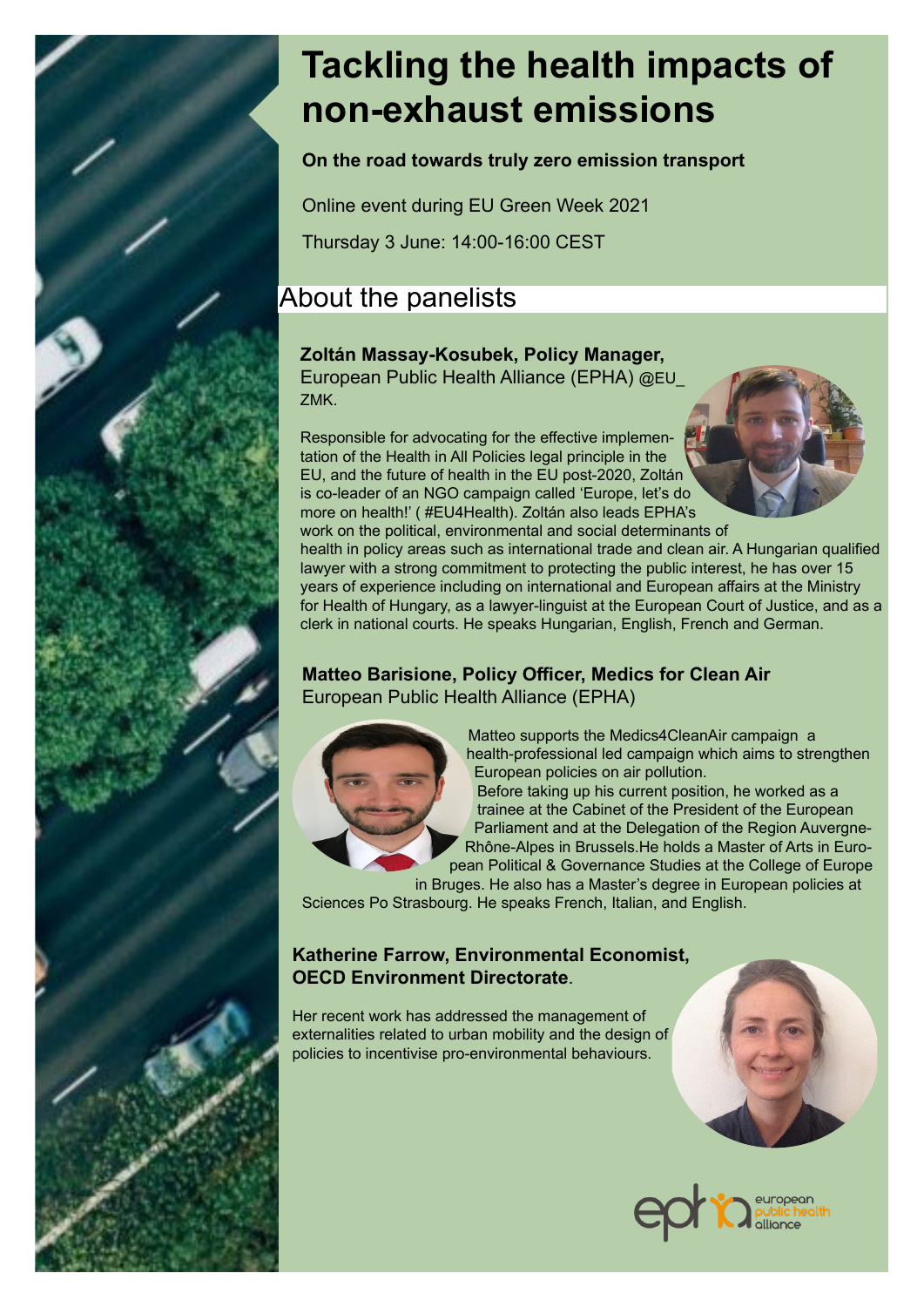# Tackling the health impacts of non-exhaust emissions

**On the road towards truly zero emission transport**

Online event during EU Green Week 2021

Thursday 3 June: 14:00-16:00 CEST

## About the panelists

**Zoltán Massay-Kosubek, Policy Manager,**
European Public Health Alliance (EPHA) @EU_ZMK.

Responsible for advocating for the effective implementation of the Health in All Policies legal principle in the EU, and the future of health in the EU post-2020, Zoltán is co-leader of an NGO campaign called 'Europe, let's do more on health!' ( #EU4Health). Zoltán also leads EPHA's work on the political, environmental and social determinants of health in policy areas such as international trade and clean air. A Hungarian qualified lawyer with a strong commitment to protecting the public interest, he has over 15 years of experience including on international and European affairs at the Ministry for Health of Hungary, as a lawyer-linguist at the European Court of Justice, and as a clerk in national courts. He speaks Hungarian, English, French and German.

**Matteo Barisione, Policy Officer, Medics for Clean Air**
European Public Health Alliance (EPHA)

Matteo supports the Medics4CleanAir campaign a health-professional led campaign which aims to strengthen European policies on air pollution.
Before taking up his current position, he worked as a trainee at the Cabinet of the President of the European Parliament and at the Delegation of the Region Auvergne-Rhône-Alpes in Brussels.He holds a Master of Arts in European Political & Governance Studies at the College of Europe in Bruges. He also has a Master's degree in European policies at Sciences Po Strasbourg. He speaks French, Italian, and English.

**Katherine Farrow, Environmental Economist, OECD Environment Directorate**.

Her recent work has addressed the management of externalities related to urban mobility and the design of policies to incentivise pro-environmental behaviours.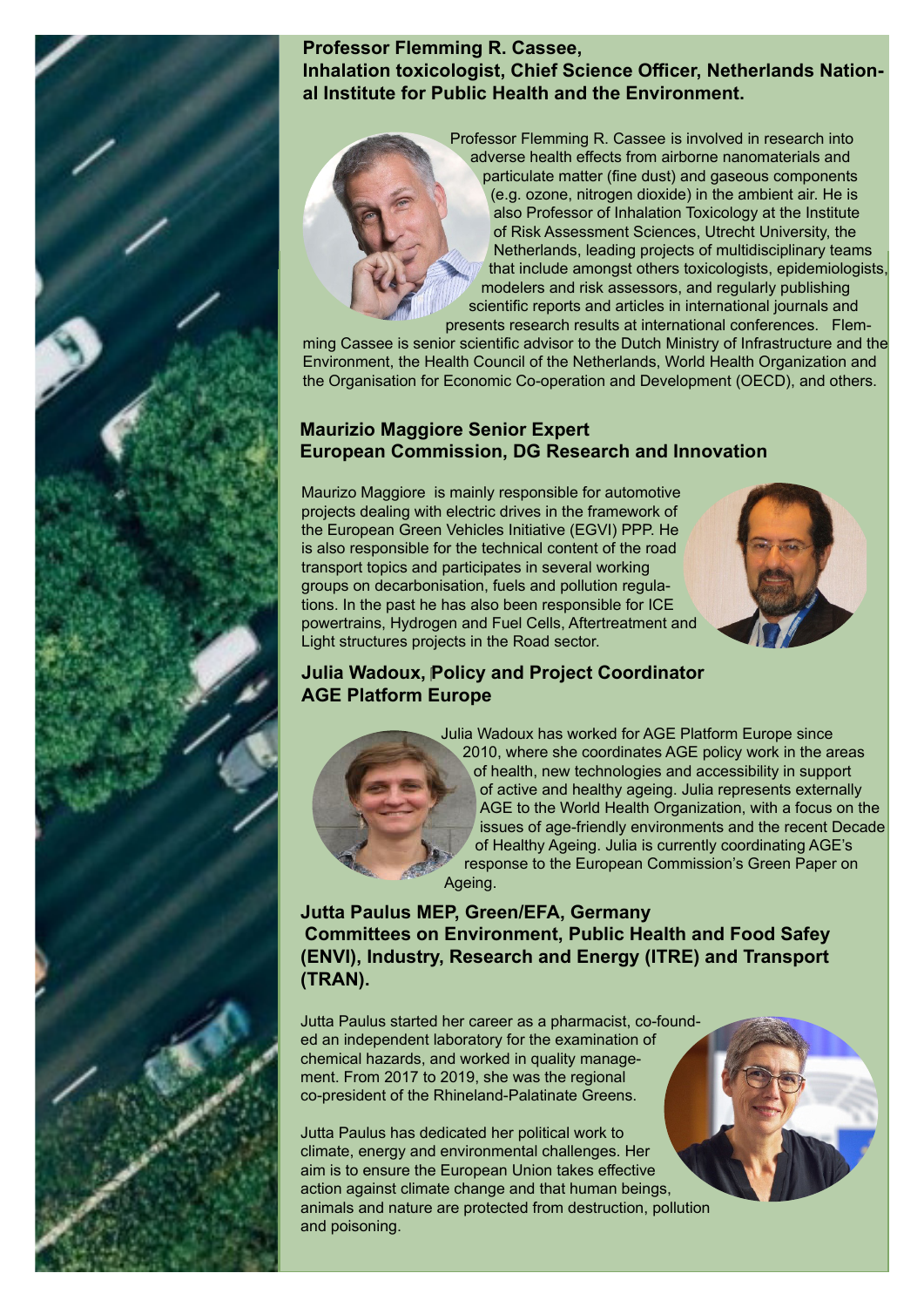## Professor Flemming R. Cassee, Inhalation toxicologist, Chief Science Officer, Netherlands National Institute for Public Health and the Environment.

Professor Flemming R. Cassee is involved in research into adverse health effects from airborne nanomaterials and particulate matter (fine dust) and gaseous components (e.g. ozone, nitrogen dioxide) in the ambient air. He is also Professor of Inhalation Toxicology at the Institute of Risk Assessment Sciences, Utrecht University, the Netherlands, leading projects of multidisciplinary teams that include amongst others toxicologists, epidemiologists, modelers and risk assessors, and regularly publishing scientific reports and articles in international journals and presents research results at international conferences. Flemming Cassee is senior scientific advisor to the Dutch Ministry of Infrastructure and the Environment, the Health Council of the Netherlands, World Health Organization and the Organisation for Economic Co-operation and Development (OECD), and others.

## Maurizio Maggiore Senior Expert European Commission, DG Research and Innovation

Maurizo Maggiore is mainly responsible for automotive projects dealing with electric drives in the framework of the European Green Vehicles Initiative (EGVI) PPP. He is also responsible for the technical content of the road transport topics and participates in several working groups on decarbonisation, fuels and pollution regulations. In the past he has also been responsible for ICE powertrains, Hydrogen and Fuel Cells, Aftertreatment and Light structures projects in the Road sector.

## Julia Wadoux, Policy and Project Coordinator AGE Platform Europe

Julia Wadoux has worked for AGE Platform Europe since 2010, where she coordinates AGE policy work in the areas of health, new technologies and accessibility in support of active and healthy ageing. Julia represents externally AGE to the World Health Organization, with a focus on the issues of age-friendly environments and the recent Decade of Healthy Ageing. Julia is currently coordinating AGE's response to the European Commission's Green Paper on Ageing.

## Jutta Paulus MEP, Green/EFA, Germany Committees on Environment, Public Health and Food Safey (ENVI), Industry, Research and Energy (ITRE) and Transport (TRAN).

Jutta Paulus started her career as a pharmacist, co-founded an independent laboratory for the examination of chemical hazards, and worked in quality management. From 2017 to 2019, she was the regional co-president of the Rhineland-Palatinate Greens.

Jutta Paulus has dedicated her political work to climate, energy and environmental challenges. Her aim is to ensure the European Union takes effective action against climate change and that human beings, animals and nature are protected from destruction, pollution and poisoning.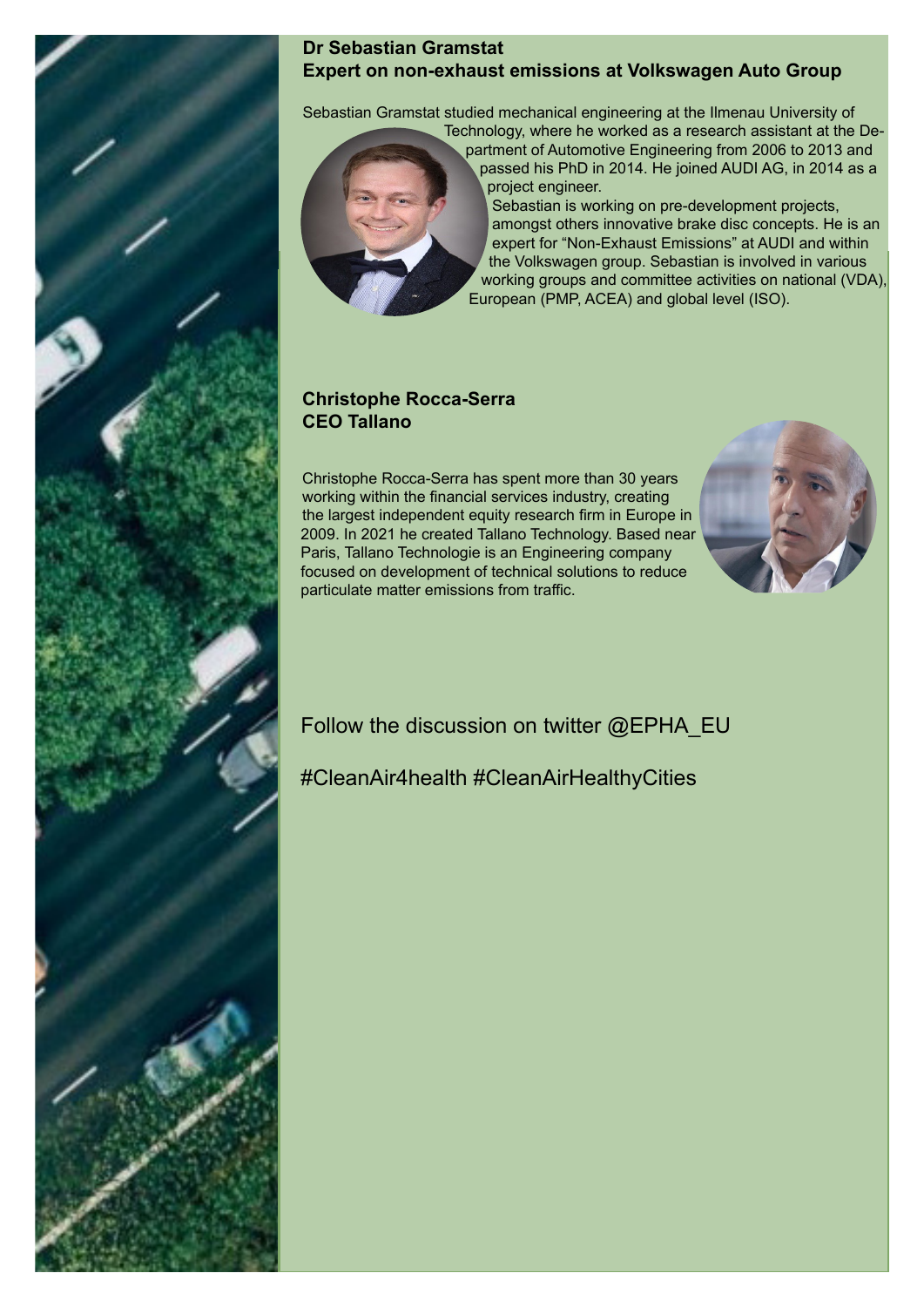**Dr Sebastian Gramstat**
**Expert on non-exhaust emissions at Volkswagen Auto Group**

Sebastian Gramstat studied mechanical engineering at the Ilmenau University of Technology, where he worked as a research assistant at the Department of Automotive Engineering from 2006 to 2013 and passed his PhD in 2014. He joined AUDI AG, in 2014 as a project engineer.

Sebastian is working on pre-development projects, amongst others innovative brake disc concepts. He is an expert for "Non-Exhaust Emissions" at AUDI and within the Volkswagen group. Sebastian is involved in various working groups and committee activities on national (VDA), European (PMP, ACEA) and global level (ISO).

**Christophe Rocca-Serra**
**CEO Tallano**

Christophe Rocca-Serra has spent more than 30 years working within the financial services industry, creating the largest independent equity research firm in Europe in 2009. In 2021 he created Tallano Technology. Based near Paris, Tallano Technologie is an Engineering company focused on development of technical solutions to reduce particulate matter emissions from traffic.

Follow the discussion on twitter @EPHA_EU

#CleanAir4health #CleanAirHealthyCities